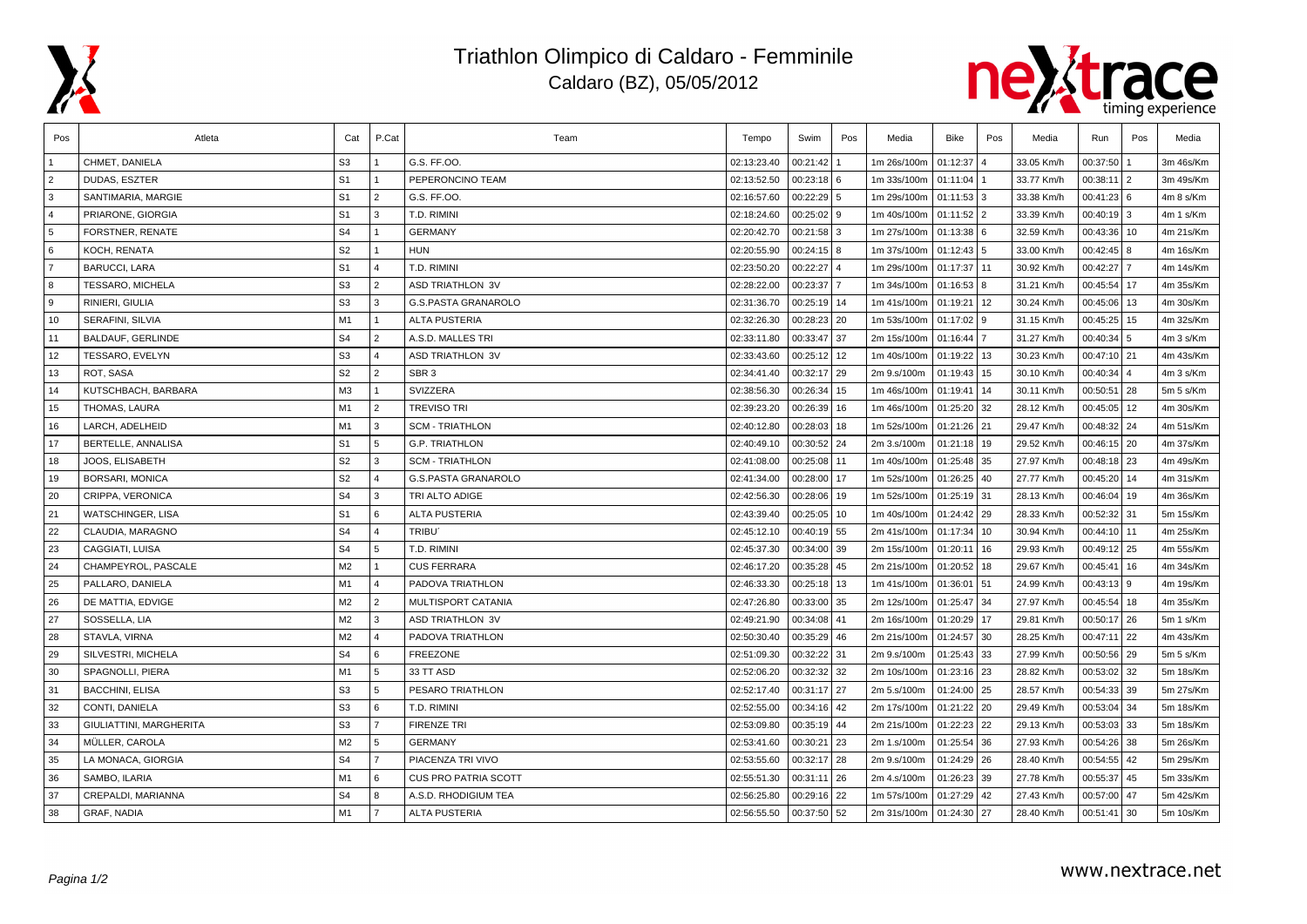# Triathlon Olimpico di Caldaro - Femminile

Caldaro (BZ), 05/05/2012

| Pos | Atleta | Cat | P.Cat | Team | Tempo | Swim | Pos | Media | Bike | Pos | Media | Run | Pos | Media |
|---|---|---|---|---|---|---|---|---|---|---|---|---|---|---|
| 1 | CHMET, DANIELA | S3 | 1 | G.S. FF.OO. | 02:13:23.40 | 00:21:42 | 1 | 1m 26s/100m | 01:12:37 | 4 | 33.05 Km/h | 00:37:50 | 1 | 3m 46s/Km |
| 2 | DUDAS, ESZTER | S1 | 1 | PEPERONCINO TEAM | 02:13:52.50 | 00:23:18 | 6 | 1m 33s/100m | 01:11:04 | 1 | 33.77 Km/h | 00:38:11 | 2 | 3m 49s/Km |
| 3 | SANTIMARIA, MARGIE | S1 | 2 | G.S. FF.OO. | 02:16:57.60 | 00:22:29 | 5 | 1m 29s/100m | 01:11:53 | 3 | 33.38 Km/h | 00:41:23 | 6 | 4m 8 s/Km |
| 4 | PRIARONE, GIORGIA | S1 | 3 | T.D. RIMINI | 02:18:24.60 | 00:25:02 | 9 | 1m 40s/100m | 01:11:52 | 2 | 33.39 Km/h | 00:40:19 | 3 | 4m 1 s/Km |
| 5 | FORSTNER, RENATE | S4 | 1 | GERMANY | 02:20:42.70 | 00:21:58 | 3 | 1m 27s/100m | 01:13:38 | 6 | 32.59 Km/h | 00:43:36 | 10 | 4m 21s/Km |
| 6 | KOCH, RENATA | S2 | 1 | HUN | 02:20:55.90 | 00:24:15 | 8 | 1m 37s/100m | 01:12:43 | 5 | 33.00 Km/h | 00:42:45 | 8 | 4m 16s/Km |
| 7 | BARUCCI, LARA | S1 | 4 | T.D. RIMINI | 02:23:50.20 | 00:22:27 | 4 | 1m 29s/100m | 01:17:37 | 11 | 30.92 Km/h | 00:42:27 | 7 | 4m 14s/Km |
| 8 | TESSARO, MICHELA | S3 | 2 | ASD TRIATHLON 3V | 02:28:22.00 | 00:23:37 | 7 | 1m 34s/100m | 01:16:53 | 8 | 31.21 Km/h | 00:45:54 | 17 | 4m 35s/Km |
| 9 | RINIERI, GIULIA | S3 | 3 | G.S.PASTA GRANAROLO | 02:31:36.70 | 00:25:19 | 14 | 1m 41s/100m | 01:19:21 | 12 | 30.24 Km/h | 00:45:06 | 13 | 4m 30s/Km |
| 10 | SERAFINI, SILVIA | M1 | 1 | ALTA PUSTERIA | 02:32:26.30 | 00:28:23 | 20 | 1m 53s/100m | 01:17:02 | 9 | 31.15 Km/h | 00:45:25 | 15 | 4m 32s/Km |
| 11 | BALDAUF, GERLINDE | S4 | 2 | A.S.D. MALLES TRI | 02:33:11.80 | 00:33:47 | 37 | 2m 15s/100m | 01:16:44 | 7 | 31.27 Km/h | 00:40:34 | 5 | 4m 3 s/Km |
| 12 | TESSARO, EVELYN | S3 | 4 | ASD TRIATHLON 3V | 02:33:43.60 | 00:25:12 | 12 | 1m 40s/100m | 01:19:22 | 13 | 30.23 Km/h | 00:47:10 | 21 | 4m 43s/Km |
| 13 | ROT, SASA | S2 | 2 | SBR 3 | 02:34:41.40 | 00:32:17 | 29 | 2m 9.s/100m | 01:19:43 | 15 | 30.10 Km/h | 00:40:34 | 4 | 4m 3 s/Km |
| 14 | KUTSCHBACH, BARBARA | M3 | 1 | SVIZZERA | 02:38:56.30 | 00:26:34 | 15 | 1m 46s/100m | 01:19:41 | 14 | 30.11 Km/h | 00:50:51 | 28 | 5m 5 s/Km |
| 15 | THOMAS, LAURA | M1 | 2 | TREVISO TRI | 02:39:23.20 | 00:26:39 | 16 | 1m 46s/100m | 01:25:20 | 32 | 28.12 Km/h | 00:45:05 | 12 | 4m 30s/Km |
| 16 | LARCH, ADELHEID | M1 | 3 | SCM - TRIATHLON | 02:40:12.80 | 00:28:03 | 18 | 1m 52s/100m | 01:21:26 | 21 | 29.47 Km/h | 00:48:32 | 24 | 4m 51s/Km |
| 17 | BERTELLE, ANNALISA | S1 | 5 | G.P. TRIATHLON | 02:40:49.10 | 00:30:52 | 24 | 2m 3.s/100m | 01:21:18 | 19 | 29.52 Km/h | 00:46:15 | 20 | 4m 37s/Km |
| 18 | JOOS, ELISABETH | S2 | 3 | SCM - TRIATHLON | 02:41:08.00 | 00:25:08 | 11 | 1m 40s/100m | 01:25:48 | 35 | 27.97 Km/h | 00:48:18 | 23 | 4m 49s/Km |
| 19 | BORSARI, MONICA | S2 | 4 | G.S.PASTA GRANAROLO | 02:41:34.00 | 00:28:00 | 17 | 1m 52s/100m | 01:26:25 | 40 | 27.77 Km/h | 00:45:20 | 14 | 4m 31s/Km |
| 20 | CRIPPA, VERONICA | S4 | 3 | TRI ALTO ADIGE | 02:42:56.30 | 00:28:06 | 19 | 1m 52s/100m | 01:25:19 | 31 | 28.13 Km/h | 00:46:04 | 19 | 4m 36s/Km |
| 21 | WATSCHINGER, LISA | S1 | 6 | ALTA PUSTERIA | 02:43:39.40 | 00:25:05 | 10 | 1m 40s/100m | 01:24:42 | 29 | 28.33 Km/h | 00:52:32 | 31 | 5m 15s/Km |
| 22 | CLAUDIA, MARAGNO | S4 | 4 | TRIBU´ | 02:45:12.10 | 00:40:19 | 55 | 2m 41s/100m | 01:17:34 | 10 | 30.94 Km/h | 00:44:10 | 11 | 4m 25s/Km |
| 23 | CAGGIATI, LUISA | S4 | 5 | T.D. RIMINI | 02:45:37.30 | 00:34:00 | 39 | 2m 15s/100m | 01:20:11 | 16 | 29.93 Km/h | 00:49:12 | 25 | 4m 55s/Km |
| 24 | CHAMPEYROL, PASCALE | M2 | 1 | CUS FERRARA | 02:46:17.20 | 00:35:28 | 45 | 2m 21s/100m | 01:20:52 | 18 | 29.67 Km/h | 00:45:41 | 16 | 4m 34s/Km |
| 25 | PALLARO, DANIELA | M1 | 4 | PADOVA TRIATHLON | 02:46:33.30 | 00:25:18 | 13 | 1m 41s/100m | 01:36:01 | 51 | 24.99 Km/h | 00:43:13 | 9 | 4m 19s/Km |
| 26 | DE MATTIA, EDVIGE | M2 | 2 | MULTISPORT CATANIA | 02:47:26.80 | 00:33:00 | 35 | 2m 12s/100m | 01:25:47 | 34 | 27.97 Km/h | 00:45:54 | 18 | 4m 35s/Km |
| 27 | SOSSELLA, LIA | M2 | 3 | ASD TRIATHLON 3V | 02:49:21.90 | 00:34:08 | 41 | 2m 16s/100m | 01:20:29 | 17 | 29.81 Km/h | 00:50:17 | 26 | 5m 1 s/Km |
| 28 | STAVLA, VIRNA | M2 | 4 | PADOVA TRIATHLON | 02:50:30.40 | 00:35:29 | 46 | 2m 21s/100m | 01:24:57 | 30 | 28.25 Km/h | 00:47:11 | 22 | 4m 43s/Km |
| 29 | SILVESTRI, MICHELA | S4 | 6 | FREEZONE | 02:51:09.30 | 00:32:22 | 31 | 2m 9.s/100m | 01:25:43 | 33 | 27.99 Km/h | 00:50:56 | 29 | 5m 5 s/Km |
| 30 | SPAGNOLLI, PIERA | M1 | 5 | 33 TT ASD | 02:52:06.20 | 00:32:32 | 32 | 2m 10s/100m | 01:23:16 | 23 | 28.82 Km/h | 00:53:02 | 32 | 5m 18s/Km |
| 31 | BACCHINI, ELISA | S3 | 5 | PESARO TRIATHLON | 02:52:17.40 | 00:31:17 | 27 | 2m 5.s/100m | 01:24:00 | 25 | 28.57 Km/h | 00:54:33 | 39 | 5m 27s/Km |
| 32 | CONTI, DANIELA | S3 | 6 | T.D. RIMINI | 02:52:55.00 | 00:34:16 | 42 | 2m 17s/100m | 01:21:22 | 20 | 29.49 Km/h | 00:53:04 | 34 | 5m 18s/Km |
| 33 | GIULIATTINI, MARGHERITA | S3 | 7 | FIRENZE TRI | 02:53:09.80 | 00:35:19 | 44 | 2m 21s/100m | 01:22:23 | 22 | 29.13 Km/h | 00:53:03 | 33 | 5m 18s/Km |
| 34 | MÜLLER, CAROLA | M2 | 5 | GERMANY | 02:53:41.60 | 00:30:21 | 23 | 2m 1.s/100m | 01:25:54 | 36 | 27.93 Km/h | 00:54:26 | 38 | 5m 26s/Km |
| 35 | LA MONACA, GIORGIA | S4 | 7 | PIACENZA TRI VIVO | 02:53:55.60 | 00:32:17 | 28 | 2m 9.s/100m | 01:24:29 | 26 | 28.40 Km/h | 00:54:55 | 42 | 5m 29s/Km |
| 36 | SAMBO, ILARIA | M1 | 6 | CUS PRO PATRIA SCOTT | 02:55:51.30 | 00:31:11 | 26 | 2m 4.s/100m | 01:26:23 | 39 | 27.78 Km/h | 00:55:37 | 45 | 5m 33s/Km |
| 37 | CREPALDI, MARIANNA | S4 | 8 | A.S.D. RHODIGIUM TEA | 02:56:25.80 | 00:29:16 | 22 | 1m 57s/100m | 01:27:29 | 42 | 27.43 Km/h | 00:57:00 | 47 | 5m 42s/Km |
| 38 | GRAF, NADIA | M1 | 7 | ALTA PUSTERIA | 02:56:55.50 | 00:37:50 | 52 | 2m 31s/100m | 01:24:30 | 27 | 28.40 Km/h | 00:51:41 | 30 | 5m 10s/Km |

www.nextrace.net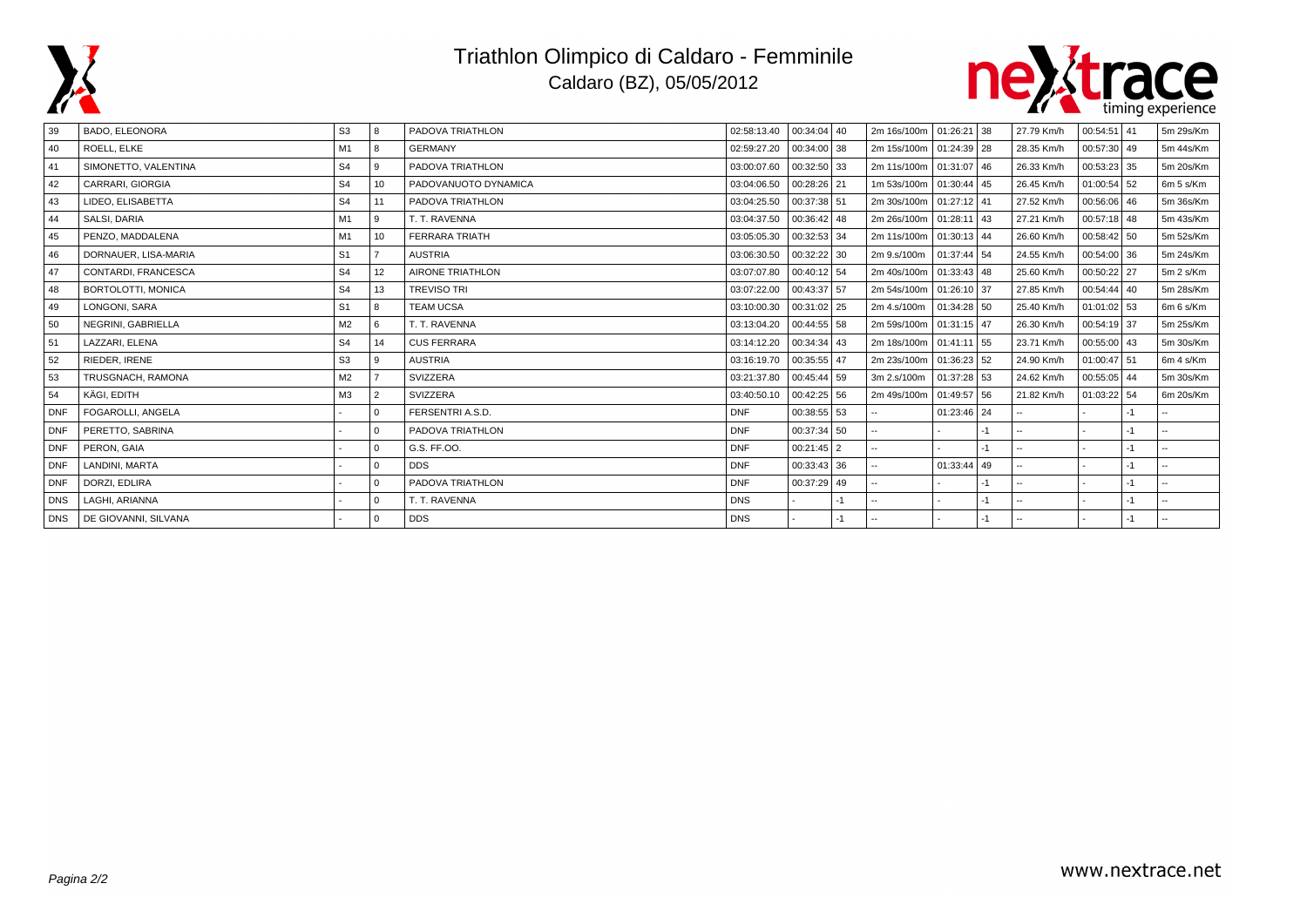# Triathlon Olimpico di Caldaro - Femminile

Caldaro (BZ), 05/05/2012

| | | | | | | | | | | | | | | | |
|---|---|---|---|---|---|---|---|---|---|---|---|---|---|---|---|
| 39 | BADO, ELEONORA | S3 | 8 | PADOVA TRIATHLON | 02:58:13.40 | 00:34:04 | 40 | 2m 16s/100m | 01:26:21 | 38 | 27.79 Km/h | 00:54:51 | 41 | 5m 29s/Km |
| 40 | ROELL, ELKE | M1 | 8 | GERMANY | 02:59:27.20 | 00:34:00 | 38 | 2m 15s/100m | 01:24:39 | 28 | 28.35 Km/h | 00:57:30 | 49 | 5m 44s/Km |
| 41 | SIMONETTO, VALENTINA | S4 | 9 | PADOVA TRIATHLON | 03:00:07.60 | 00:32:50 | 33 | 2m 11s/100m | 01:31:07 | 46 | 26.33 Km/h | 00:53:23 | 35 | 5m 20s/Km |
| 42 | CARRARI, GIORGIA | S4 | 10 | PADOVANUOTO DYNAMICA | 03:04:06.50 | 00:28:26 | 21 | 1m 53s/100m | 01:30:44 | 45 | 26.45 Km/h | 01:00:54 | 52 | 6m 5 s/Km |
| 43 | LIDEO, ELISABETTA | S4 | 11 | PADOVA TRIATHLON | 03:04:25.50 | 00:37:38 | 51 | 2m 30s/100m | 01:27:12 | 41 | 27.52 Km/h | 00:56:06 | 46 | 5m 36s/Km |
| 44 | SALSI, DARIA | M1 | 9 | T. T. RAVENNA | 03:04:37.50 | 00:36:42 | 48 | 2m 26s/100m | 01:28:11 | 43 | 27.21 Km/h | 00:57:18 | 48 | 5m 43s/Km |
| 45 | PENZO, MADDALENA | M1 | 10 | FERRARA TRIATH | 03:05:05.30 | 00:32:53 | 34 | 2m 11s/100m | 01:30:13 | 44 | 26.60 Km/h | 00:58:42 | 50 | 5m 52s/Km |
| 46 | DORNAUER, LISA-MARIA | S1 | 7 | AUSTRIA | 03:06:30.50 | 00:32:22 | 30 | 2m 9.s/100m | 01:37:44 | 54 | 24.55 Km/h | 00:54:00 | 36 | 5m 24s/Km |
| 47 | CONTARDI, FRANCESCA | S4 | 12 | AIRONE TRIATHLON | 03:07:07.80 | 00:40:12 | 54 | 2m 40s/100m | 01:33:43 | 48 | 25.60 Km/h | 00:50:22 | 27 | 5m 2 s/Km |
| 48 | BORTOLOTTI, MONICA | S4 | 13 | TREVISO TRI | 03:07:22.00 | 00:43:37 | 57 | 2m 54s/100m | 01:26:10 | 37 | 27.85 Km/h | 00:54:44 | 40 | 5m 28s/Km |
| 49 | LONGONI, SARA | S1 | 8 | TEAM UCSA | 03:10:00.30 | 00:31:02 | 25 | 2m 4.s/100m | 01:34:28 | 50 | 25.40 Km/h | 01:01:02 | 53 | 6m 6 s/Km |
| 50 | NEGRINI, GABRIELLA | M2 | 6 | T. T. RAVENNA | 03:13:04.20 | 00:44:55 | 58 | 2m 59s/100m | 01:31:15 | 47 | 26.30 Km/h | 00:54:19 | 37 | 5m 25s/Km |
| 51 | LAZZARI, ELENA | S4 | 14 | CUS FERRARA | 03:14:12.20 | 00:34:34 | 43 | 2m 18s/100m | 01:41:11 | 55 | 23.71 Km/h | 00:55:00 | 43 | 5m 30s/Km |
| 52 | RIEDER, IRENE | S3 | 9 | AUSTRIA | 03:16:19.70 | 00:35:55 | 47 | 2m 23s/100m | 01:36:23 | 52 | 24.90 Km/h | 01:00:47 | 51 | 6m 4 s/Km |
| 53 | TRUSGNACH, RAMONA | M2 | 7 | SVIZZERA | 03:21:37.80 | 00:45:44 | 59 | 3m 2.s/100m | 01:37:28 | 53 | 24.62 Km/h | 00:55:05 | 44 | 5m 30s/Km |
| 54 | KÄGI, EDITH | M3 | 2 | SVIZZERA | 03:40:50.10 | 00:42:25 | 56 | 2m 49s/100m | 01:49:57 | 56 | 21.82 Km/h | 01:03:22 | 54 | 6m 20s/Km |
| DNF | FOGAROLLI, ANGELA | - | 0 | FERSENTRI A.S.D. | DNF | 00:38:55 | 53 | -- | 01:23:46 | 24 | -- | - | -1 | -- |
| DNF | PERETTO, SABRINA | - | 0 | PADOVA TRIATHLON | DNF | 00:37:34 | 50 | -- | - | -1 | -- | - | -1 | -- |
| DNF | PERON, GAIA | - | 0 | G.S. FF.OO. | DNF | 00:21:45 | 2 | -- | - | -1 | -- | - | -1 | -- |
| DNF | LANDINI, MARTA | - | 0 | DDS | DNF | 00:33:43 | 36 | -- | 01:33:44 | 49 | -- | - | -1 | -- |
| DNF | DORZI, EDLIRA | - | 0 | PADOVA TRIATHLON | DNF | 00:37:29 | 49 | -- | - | -1 | -- | - | -1 | -- |
| DNS | LAGHI, ARIANNA | - | 0 | T. T. RAVENNA | DNS | - | -1 | -- | - | -1 | -- | - | -1 | -- |
| DNS | DE GIOVANNI, SILVANA | - | 0 | DDS | DNS | - | -1 | -- | - | -1 | -- | - | -1 | -- |

www.nextrace.net